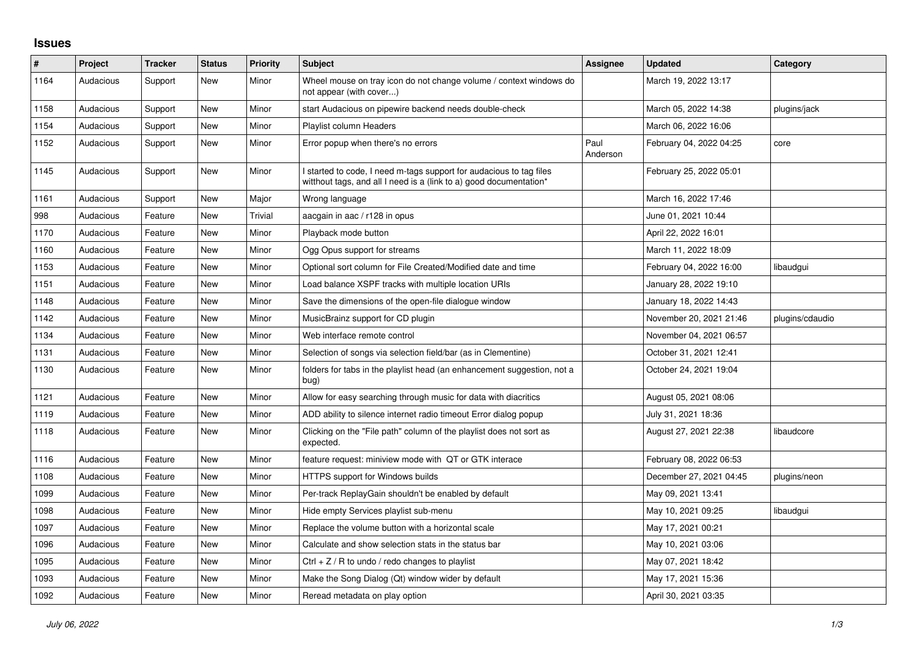## Issues

| # | Project | Tracker | Status | Priority | Subject | Assignee | Updated | Category |
|---|---|---|---|---|---|---|---|---|
| 1164 | Audacious | Support | New | Minor | Wheel mouse on tray icon do not change volume / context windows do not appear (with cover...) | | March 19, 2022 13:17 | |
| 1158 | Audacious | Support | New | Minor | start Audacious on pipewire backend needs double-check | | March 05, 2022 14:38 | plugins/jack |
| 1154 | Audacious | Support | New | Minor | Playlist column Headers | | March 06, 2022 16:06 | |
| 1152 | Audacious | Support | New | Minor | Error popup when there's no errors | Paul Anderson | February 04, 2022 04:25 | core |
| 1145 | Audacious | Support | New | Minor | I started to code, I need m-tags support for audacious to tag files witthout tags, and all I need is a (link to a) good documentation* | | February 25, 2022 05:01 | |
| 1161 | Audacious | Support | New | Major | Wrong language | | March 16, 2022 17:46 | |
| 998 | Audacious | Feature | New | Trivial | aacgain in aac / r128 in opus | | June 01, 2021 10:44 | |
| 1170 | Audacious | Feature | New | Minor | Playback mode button | | April 22, 2022 16:01 | |
| 1160 | Audacious | Feature | New | Minor | Ogg Opus support for streams | | March 11, 2022 18:09 | |
| 1153 | Audacious | Feature | New | Minor | Optional sort column for File Created/Modified date and time | | February 04, 2022 16:00 | libaudgui |
| 1151 | Audacious | Feature | New | Minor | Load balance XSPF tracks with multiple location URIs | | January 28, 2022 19:10 | |
| 1148 | Audacious | Feature | New | Minor | Save the dimensions of the open-file dialogue window | | January 18, 2022 14:43 | |
| 1142 | Audacious | Feature | New | Minor | MusicBrainz support for CD plugin | | November 20, 2021 21:46 | plugins/cdaudio |
| 1134 | Audacious | Feature | New | Minor | Web interface remote control | | November 04, 2021 06:57 | |
| 1131 | Audacious | Feature | New | Minor | Selection of songs via selection field/bar (as in Clementine) | | October 31, 2021 12:41 | |
| 1130 | Audacious | Feature | New | Minor | folders for tabs in the playlist head (an enhancement suggestion, not a bug) | | October 24, 2021 19:04 | |
| 1121 | Audacious | Feature | New | Minor | Allow for easy searching through music for data with diacritics | | August 05, 2021 08:06 | |
| 1119 | Audacious | Feature | New | Minor | ADD ability to silence internet radio timeout Error dialog popup | | July 31, 2021 18:36 | |
| 1118 | Audacious | Feature | New | Minor | Clicking on the "File path" column of the playlist does not sort as expected. | | August 27, 2021 22:38 | libaudcore |
| 1116 | Audacious | Feature | New | Minor | feature request: miniview mode with QT or GTK interace | | February 08, 2022 06:53 | |
| 1108 | Audacious | Feature | New | Minor | HTTPS support for Windows builds | | December 27, 2021 04:45 | plugins/neon |
| 1099 | Audacious | Feature | New | Minor | Per-track ReplayGain shouldn't be enabled by default | | May 09, 2021 13:41 | |
| 1098 | Audacious | Feature | New | Minor | Hide empty Services playlist sub-menu | | May 10, 2021 09:25 | libaudgui |
| 1097 | Audacious | Feature | New | Minor | Replace the volume button with a horizontal scale | | May 17, 2021 00:21 | |
| 1096 | Audacious | Feature | New | Minor | Calculate and show selection stats in the status bar | | May 10, 2021 03:06 | |
| 1095 | Audacious | Feature | New | Minor | Ctrl + Z / R to undo / redo changes to playlist | | May 07, 2021 18:42 | |
| 1093 | Audacious | Feature | New | Minor | Make the Song Dialog (Qt) window wider by default | | May 17, 2021 15:36 | |
| 1092 | Audacious | Feature | New | Minor | Reread metadata on play option | | April 30, 2021 03:35 | |

*July 06, 2022*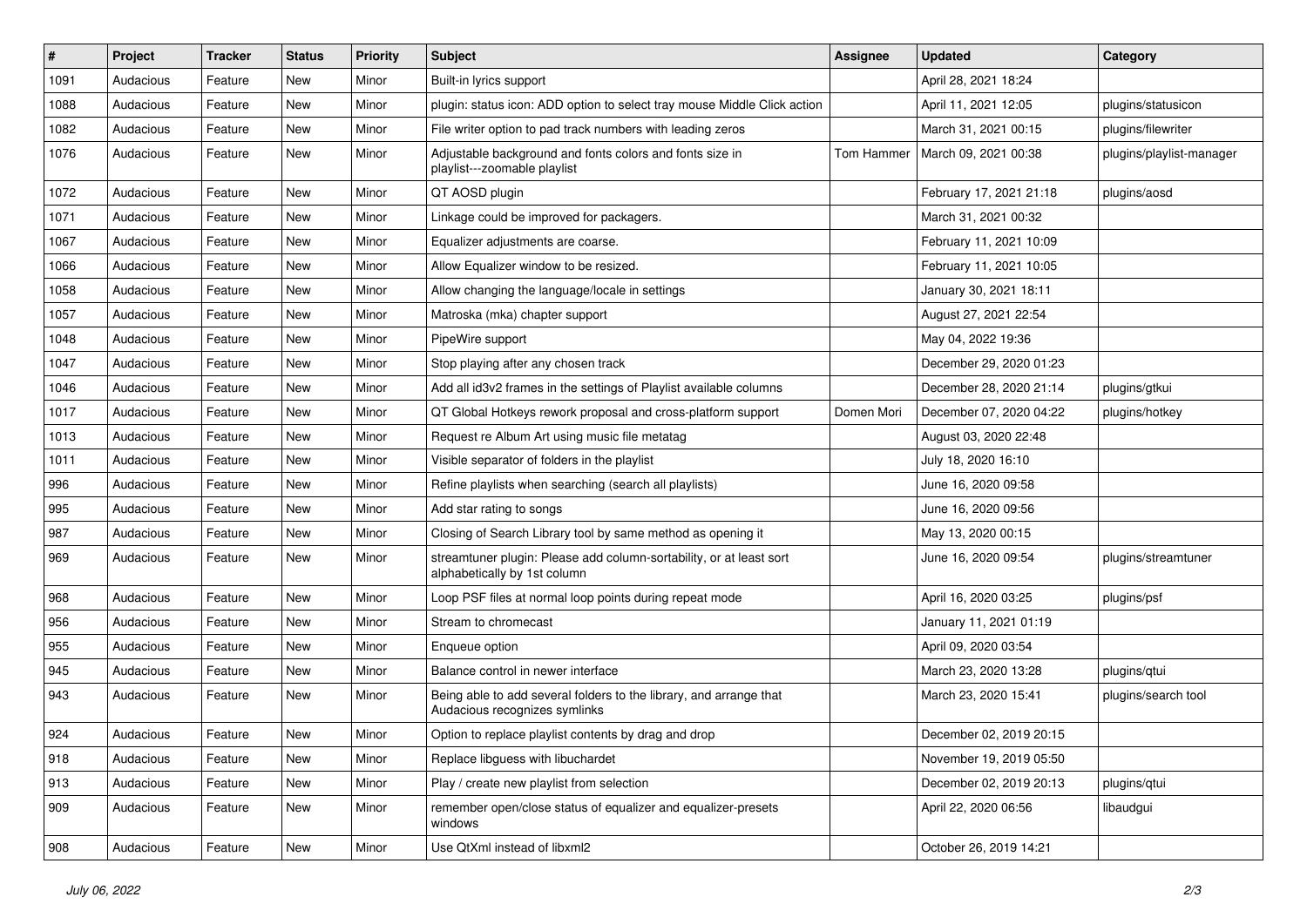| # | Project | Tracker | Status | Priority | Subject | Assignee | Updated | Category |
|---|---|---|---|---|---|---|---|---|
| 1091 | Audacious | Feature | New | Minor | Built-in lyrics support | | April 28, 2021 18:24 | |
| 1088 | Audacious | Feature | New | Minor | plugin: status icon: ADD option to select tray mouse Middle Click action | | April 11, 2021 12:05 | plugins/statusicon |
| 1082 | Audacious | Feature | New | Minor | File writer option to pad track numbers with leading zeros | | March 31, 2021 00:15 | plugins/filewriter |
| 1076 | Audacious | Feature | New | Minor | Adjustable background and fonts colors and fonts size in playlist---zoomable playlist | Tom Hammer | March 09, 2021 00:38 | plugins/playlist-manager |
| 1072 | Audacious | Feature | New | Minor | QT AOSD plugin | | February 17, 2021 21:18 | plugins/aosd |
| 1071 | Audacious | Feature | New | Minor | Linkage could be improved for packagers. | | March 31, 2021 00:32 | |
| 1067 | Audacious | Feature | New | Minor | Equalizer adjustments are coarse. | | February 11, 2021 10:09 | |
| 1066 | Audacious | Feature | New | Minor | Allow Equalizer window to be resized. | | February 11, 2021 10:05 | |
| 1058 | Audacious | Feature | New | Minor | Allow changing the language/locale in settings | | January 30, 2021 18:11 | |
| 1057 | Audacious | Feature | New | Minor | Matroska (mka) chapter support | | August 27, 2021 22:54 | |
| 1048 | Audacious | Feature | New | Minor | PipeWire support | | May 04, 2022 19:36 | |
| 1047 | Audacious | Feature | New | Minor | Stop playing after any chosen track | | December 29, 2020 01:23 | |
| 1046 | Audacious | Feature | New | Minor | Add all id3v2 frames in the settings of Playlist available columns | | December 28, 2020 21:14 | plugins/gtkui |
| 1017 | Audacious | Feature | New | Minor | QT Global Hotkeys rework proposal and cross-platform support | Domen Mori | December 07, 2020 04:22 | plugins/hotkey |
| 1013 | Audacious | Feature | New | Minor | Request re Album Art using music file metatag | | August 03, 2020 22:48 | |
| 1011 | Audacious | Feature | New | Minor | Visible separator of folders in the playlist | | July 18, 2020 16:10 | |
| 996 | Audacious | Feature | New | Minor | Refine playlists when searching (search all playlists) | | June 16, 2020 09:58 | |
| 995 | Audacious | Feature | New | Minor | Add star rating to songs | | June 16, 2020 09:56 | |
| 987 | Audacious | Feature | New | Minor | Closing of Search Library tool by same method as opening it | | May 13, 2020 00:15 | |
| 969 | Audacious | Feature | New | Minor | streamtuner plugin: Please add column-sortability, or at least sort alphabetically by 1st column | | June 16, 2020 09:54 | plugins/streamtuner |
| 968 | Audacious | Feature | New | Minor | Loop PSF files at normal loop points during repeat mode | | April 16, 2020 03:25 | plugins/psf |
| 956 | Audacious | Feature | New | Minor | Stream to chromecast | | January 11, 2021 01:19 | |
| 955 | Audacious | Feature | New | Minor | Enqueue option | | April 09, 2020 03:54 | |
| 945 | Audacious | Feature | New | Minor | Balance control in newer interface | | March 23, 2020 13:28 | plugins/qtui |
| 943 | Audacious | Feature | New | Minor | Being able to add several folders to the library, and arrange that Audacious recognizes symlinks | | March 23, 2020 15:41 | plugins/search tool |
| 924 | Audacious | Feature | New | Minor | Option to replace playlist contents by drag and drop | | December 02, 2019 20:15 | |
| 918 | Audacious | Feature | New | Minor | Replace libguess with libuchardet | | November 19, 2019 05:50 | |
| 913 | Audacious | Feature | New | Minor | Play / create new playlist from selection | | December 02, 2019 20:13 | plugins/qtui |
| 909 | Audacious | Feature | New | Minor | remember open/close status of equalizer and equalizer-presets windows | | April 22, 2020 06:56 | libaudgui |
| 908 | Audacious | Feature | New | Minor | Use QtXml instead of libxml2 | | October 26, 2019 14:21 | |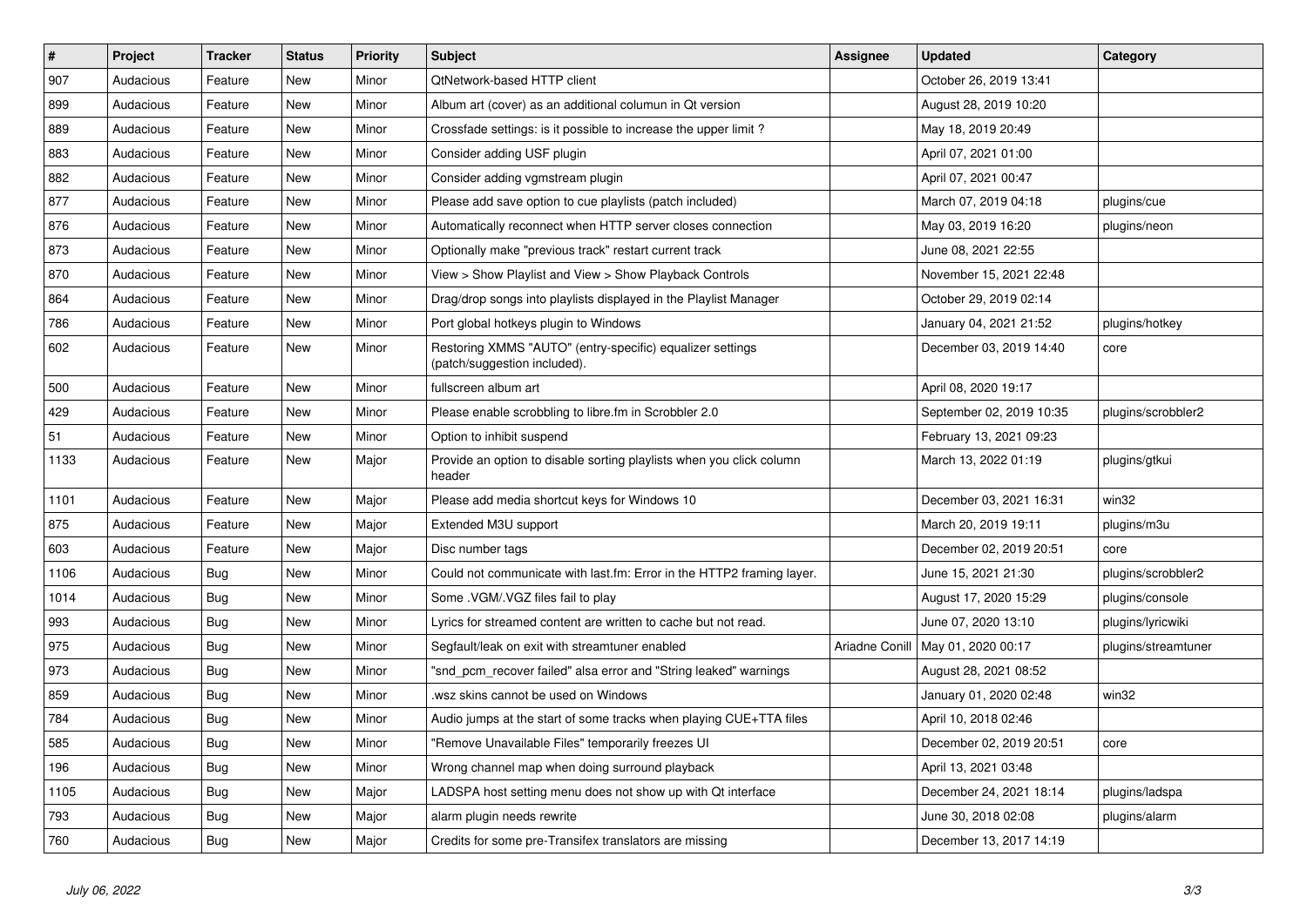| # | Project | Tracker | Status | Priority | Subject | Assignee | Updated | Category |
|---|---|---|---|---|---|---|---|---|
| 907 | Audacious | Feature | New | Minor | QtNetwork-based HTTP client | | October 26, 2019 13:41 | |
| 899 | Audacious | Feature | New | Minor | Album art (cover) as an additional columun in Qt version | | August 28, 2019 10:20 | |
| 889 | Audacious | Feature | New | Minor | Crossfade settings: is it possible to increase the upper limit ? | | May 18, 2019 20:49 | |
| 883 | Audacious | Feature | New | Minor | Consider adding USF plugin | | April 07, 2021 01:00 | |
| 882 | Audacious | Feature | New | Minor | Consider adding vgmstream plugin | | April 07, 2021 00:47 | |
| 877 | Audacious | Feature | New | Minor | Please add save option to cue playlists (patch included) | | March 07, 2019 04:18 | plugins/cue |
| 876 | Audacious | Feature | New | Minor | Automatically reconnect when HTTP server closes connection | | May 03, 2019 16:20 | plugins/neon |
| 873 | Audacious | Feature | New | Minor | Optionally make "previous track" restart current track | | June 08, 2021 22:55 | |
| 870 | Audacious | Feature | New | Minor | View > Show Playlist and View > Show Playback Controls | | November 15, 2021 22:48 | |
| 864 | Audacious | Feature | New | Minor | Drag/drop songs into playlists displayed in the Playlist Manager | | October 29, 2019 02:14 | |
| 786 | Audacious | Feature | New | Minor | Port global hotkeys plugin to Windows | | January 04, 2021 21:52 | plugins/hotkey |
| 602 | Audacious | Feature | New | Minor | Restoring XMMS "AUTO" (entry-specific) equalizer settings (patch/suggestion included). | | December 03, 2019 14:40 | core |
| 500 | Audacious | Feature | New | Minor | fullscreen album art | | April 08, 2020 19:17 | |
| 429 | Audacious | Feature | New | Minor | Please enable scrobbling to libre.fm in Scrobbler 2.0 | | September 02, 2019 10:35 | plugins/scrobbler2 |
| 51 | Audacious | Feature | New | Minor | Option to inhibit suspend | | February 13, 2021 09:23 | |
| 1133 | Audacious | Feature | New | Major | Provide an option to disable sorting playlists when you click column header | | March 13, 2022 01:19 | plugins/gtkui |
| 1101 | Audacious | Feature | New | Major | Please add media shortcut keys for Windows 10 | | December 03, 2021 16:31 | win32 |
| 875 | Audacious | Feature | New | Major | Extended M3U support | | March 20, 2019 19:11 | plugins/m3u |
| 603 | Audacious | Feature | New | Major | Disc number tags | | December 02, 2019 20:51 | core |
| 1106 | Audacious | Bug | New | Minor | Could not communicate with last.fm: Error in the HTTP2 framing layer. | | June 15, 2021 21:30 | plugins/scrobbler2 |
| 1014 | Audacious | Bug | New | Minor | Some .VGM/.VGZ files fail to play | | August 17, 2020 15:29 | plugins/console |
| 993 | Audacious | Bug | New | Minor | Lyrics for streamed content are written to cache but not read. | | June 07, 2020 13:10 | plugins/lyricwiki |
| 975 | Audacious | Bug | New | Minor | Segfault/leak on exit with streamtuner enabled | Ariadne Conill | May 01, 2020 00:17 | plugins/streamtuner |
| 973 | Audacious | Bug | New | Minor | "snd_pcm_recover failed" alsa error and "String leaked" warnings | | August 28, 2021 08:52 | |
| 859 | Audacious | Bug | New | Minor | .wsz skins cannot be used on Windows | | January 01, 2020 02:48 | win32 |
| 784 | Audacious | Bug | New | Minor | Audio jumps at the start of some tracks when playing CUE+TTA files | | April 10, 2018 02:46 | |
| 585 | Audacious | Bug | New | Minor | "Remove Unavailable Files" temporarily freezes UI | | December 02, 2019 20:51 | core |
| 196 | Audacious | Bug | New | Minor | Wrong channel map when doing surround playback | | April 13, 2021 03:48 | |
| 1105 | Audacious | Bug | New | Major | LADSPA host setting menu does not show up with Qt interface | | December 24, 2021 18:14 | plugins/ladspa |
| 793 | Audacious | Bug | New | Major | alarm plugin needs rewrite | | June 30, 2018 02:08 | plugins/alarm |
| 760 | Audacious | Bug | New | Major | Credits for some pre-Transifex translators are missing | | December 13, 2017 14:19 | |

*July 06, 2022*